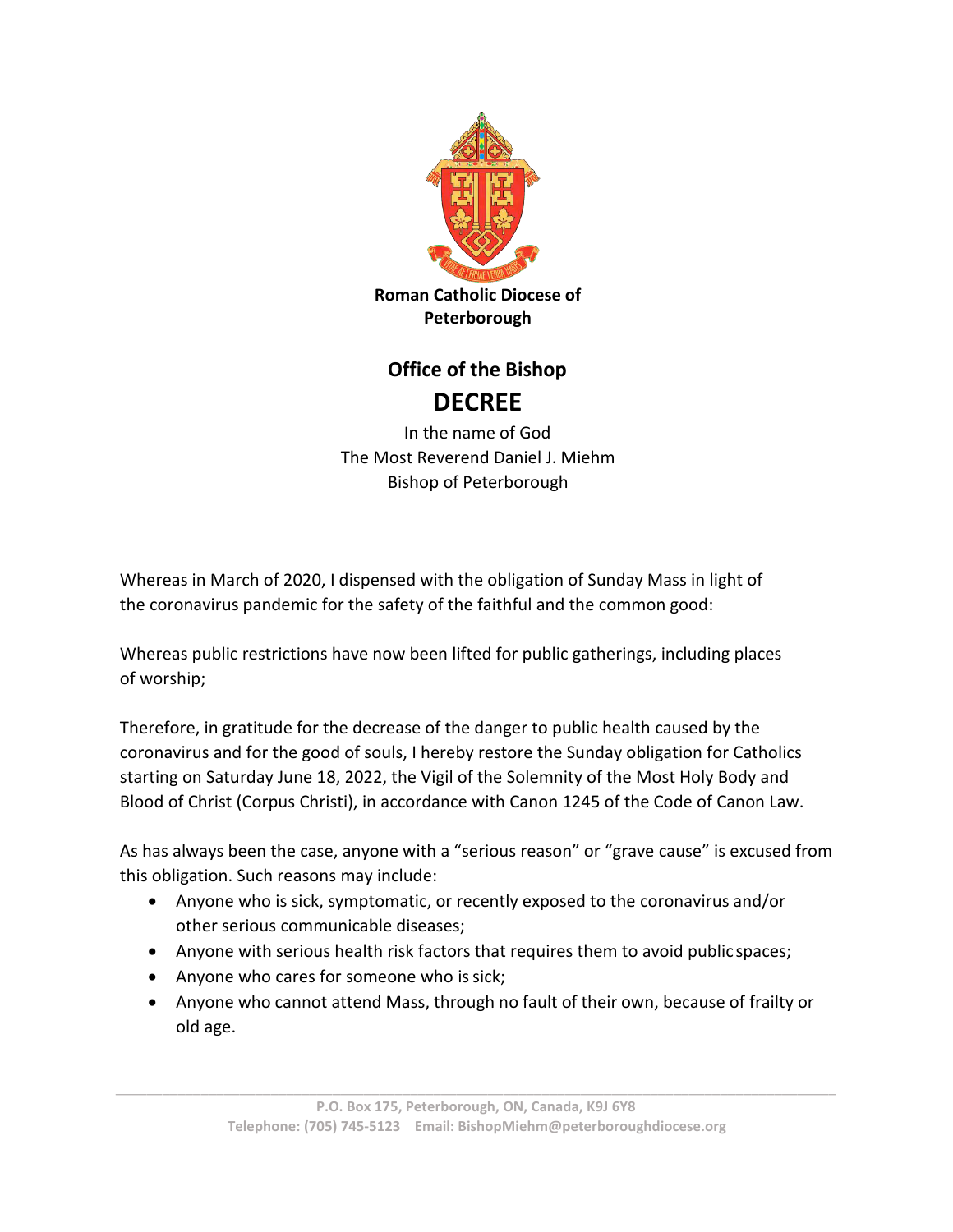**Roman Catholic Diocese of Peterborough**

## Office of the Bishop

# DECREE

In the name of God
The Most Reverend Daniel J. Miehm
Bishop of Peterborough

Whereas in March of 2020, I dispensed with the obligation of Sunday Mass in light of the coronavirus pandemic for the safety of the faithful and the common good:

Whereas public restrictions have now been lifted for public gatherings, including places of worship;

Therefore, in gratitude for the decrease of the danger to public health caused by the coronavirus and for the good of souls, I hereby restore the Sunday obligation for Catholics starting on Saturday June 18, 2022, the Vigil of the Solemnity of the Most Holy Body and Blood of Christ (Corpus Christi), in accordance with Canon 1245 of the Code of Canon Law.

As has always been the case, anyone with a "serious reason" or "grave cause" is excused from this obligation. Such reasons may include:

- Anyone who is sick, symptomatic, or recently exposed to the coronavirus and/or other serious communicable diseases;
- Anyone with serious health risk factors that requires them to avoid public spaces;
- Anyone who cares for someone who is sick;
- Anyone who cannot attend Mass, through no fault of their own, because of frailty or old age.

P.O. Box 175, Peterborough, ON, Canada, K9J 6Y8
Telephone: (705) 745-5123 Email: BishopMiehm@peterboroughdiocese.org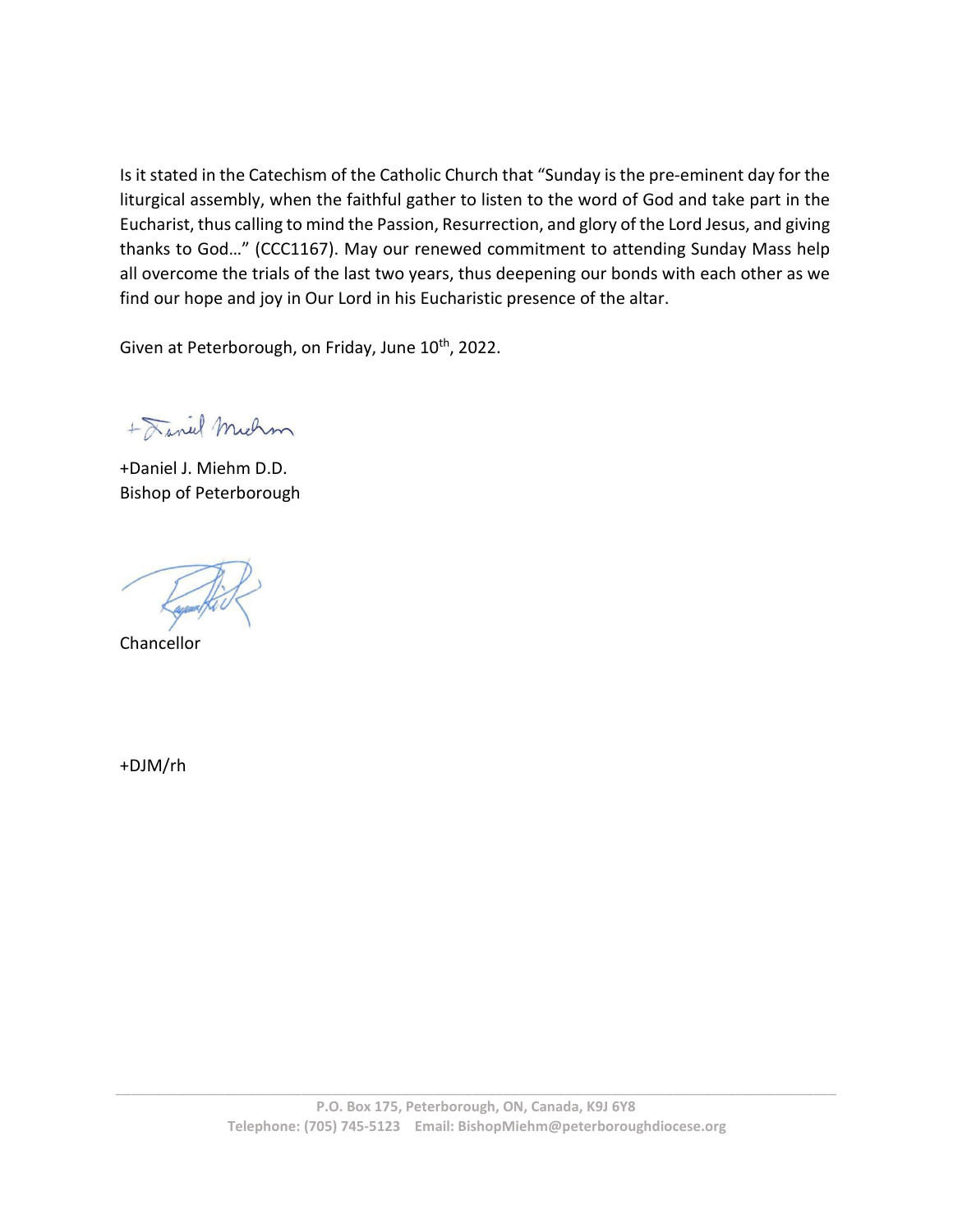Is it stated in the Catechism of the Catholic Church that "Sunday is the pre-eminent day for the liturgical assembly, when the faithful gather to listen to the word of God and take part in the Eucharist, thus calling to mind the Passion, Resurrection, and glory of the Lord Jesus, and giving thanks to God…" (CCC1167). May our renewed commitment to attending Sunday Mass help all overcome the trials of the last two years, thus deepening our bonds with each other as we find our hope and joy in Our Lord in his Eucharistic presence of the altar.

Given at Peterborough, on Friday, June 10th, 2022.

+Daniel J. Miehm D.D.
Bishop of Peterborough

Chancellor

+DJM/rh

P.O. Box 175, Peterborough, ON, Canada, K9J 6Y8
Telephone: (705) 745-5123 Email: BishopMiehm@peterboroughdiocese.org